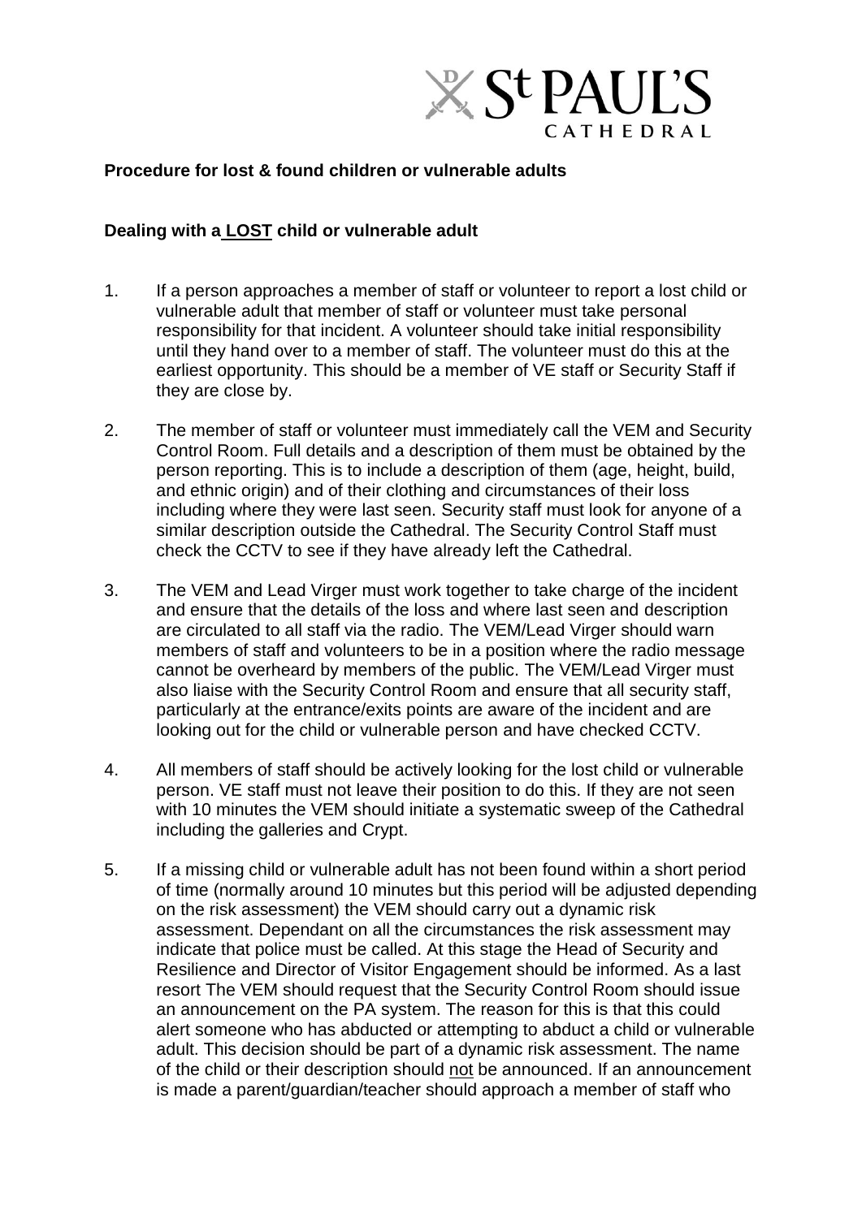St PAUL'S CATHEDRAL

**Procedure for lost & found children or vulnerable adults**

**Dealing with a LOST child or vulnerable adult**

1. If a person approaches a member of staff or volunteer to report a lost child or vulnerable adult that member of staff or volunteer must take personal responsibility for that incident. A volunteer should take initial responsibility until they hand over to a member of staff. The volunteer must do this at the earliest opportunity. This should be a member of VE staff or Security Staff if they are close by.

2. The member of staff or volunteer must immediately call the VEM and Security Control Room. Full details and a description of them must be obtained by the person reporting. This is to include a description of them (age, height, build, and ethnic origin) and of their clothing and circumstances of their loss including where they were last seen. Security staff must look for anyone of a similar description outside the Cathedral. The Security Control Staff must check the CCTV to see if they have already left the Cathedral.

3. The VEM and Lead Virger must work together to take charge of the incident and ensure that the details of the loss and where last seen and description are circulated to all staff via the radio. The VEM/Lead Virger should warn members of staff and volunteers to be in a position where the radio message cannot be overheard by members of the public. The VEM/Lead Virger must also liaise with the Security Control Room and ensure that all security staff, particularly at the entrance/exits points are aware of the incident and are looking out for the child or vulnerable person and have checked CCTV.

4. All members of staff should be actively looking for the lost child or vulnerable person. VE staff must not leave their position to do this. If they are not seen with 10 minutes the VEM should initiate a systematic sweep of the Cathedral including the galleries and Crypt.

5. If a missing child or vulnerable adult has not been found within a short period of time (normally around 10 minutes but this period will be adjusted depending on the risk assessment) the VEM should carry out a dynamic risk assessment. Dependant on all the circumstances the risk assessment may indicate that police must be called. At this stage the Head of Security and Resilience and Director of Visitor Engagement should be informed. As a last resort The VEM should request that the Security Control Room should issue an announcement on the PA system. The reason for this is that this could alert someone who has abducted or attempting to abduct a child or vulnerable adult. This decision should be part of a dynamic risk assessment. The name of the child or their description should not be announced. If an announcement is made a parent/guardian/teacher should approach a member of staff who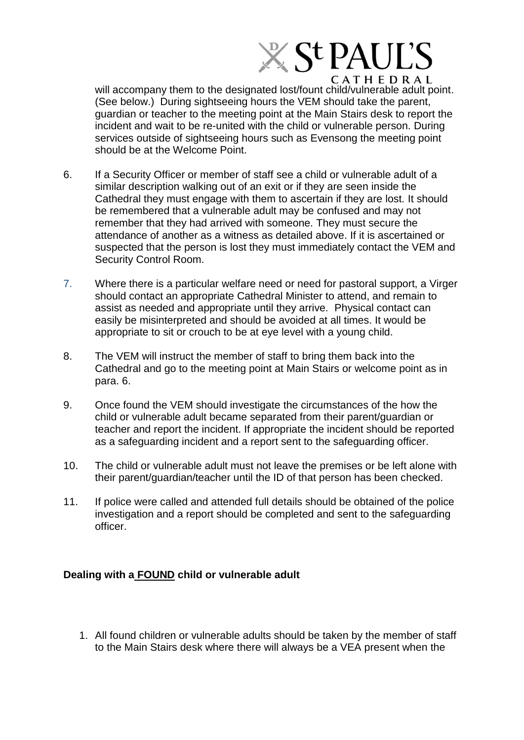will accompany them to the designated lost/fount child/vulnerable adult point. (See below.) During sightseeing hours the VEM should take the parent, guardian or teacher to the meeting point at the Main Stairs desk to report the incident and wait to be re-united with the child or vulnerable person. During services outside of sightseeing hours such as Evensong the meeting point should be at the Welcome Point.

6. If a Security Officer or member of staff see a child or vulnerable adult of a similar description walking out of an exit or if they are seen inside the Cathedral they must engage with them to ascertain if they are lost. It should be remembered that a vulnerable adult may be confused and may not remember that they had arrived with someone. They must secure the attendance of another as a witness as detailed above. If it is ascertained or suspected that the person is lost they must immediately contact the VEM and Security Control Room.

7. Where there is a particular welfare need or need for pastoral support, a Virger should contact an appropriate Cathedral Minister to attend, and remain to assist as needed and appropriate until they arrive. Physical contact can easily be misinterpreted and should be avoided at all times. It would be appropriate to sit or crouch to be at eye level with a young child.

8. The VEM will instruct the member of staff to bring them back into the Cathedral and go to the meeting point at Main Stairs or welcome point as in para. 6.

9. Once found the VEM should investigate the circumstances of the how the child or vulnerable adult became separated from their parent/guardian or teacher and report the incident. If appropriate the incident should be reported as a safeguarding incident and a report sent to the safeguarding officer.

10. The child or vulnerable adult must not leave the premises or be left alone with their parent/guardian/teacher until the ID of that person has been checked.

11. If police were called and attended full details should be obtained of the police investigation and a report should be completed and sent to the safeguarding officer.

**Dealing with a FOUND child or vulnerable adult**

1. All found children or vulnerable adults should be taken by the member of staff to the Main Stairs desk where there will always be a VEA present when the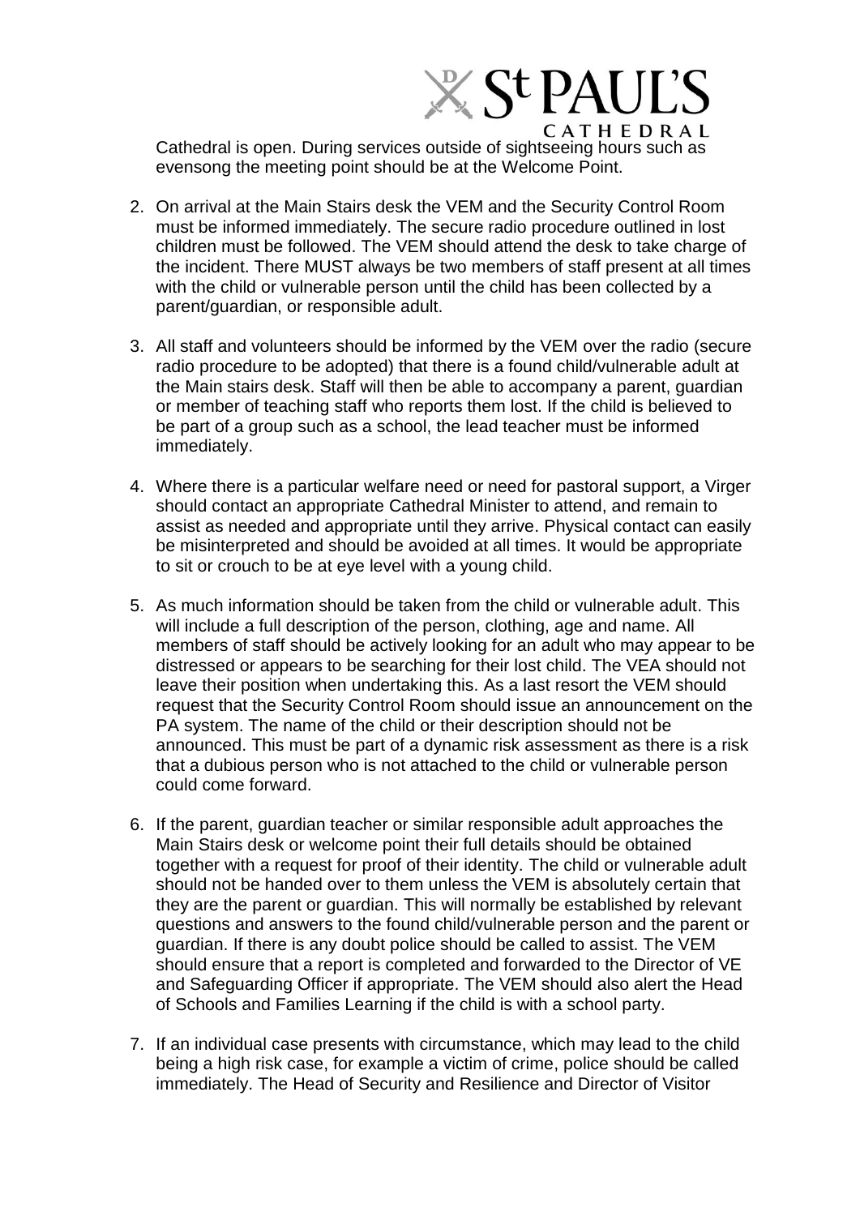Cathedral is open. During services outside of sightseeing hours such as evensong the meeting point should be at the Welcome Point.

2. On arrival at the Main Stairs desk the VEM and the Security Control Room must be informed immediately. The secure radio procedure outlined in lost children must be followed. The VEM should attend the desk to take charge of the incident. There MUST always be two members of staff present at all times with the child or vulnerable person until the child has been collected by a parent/guardian, or responsible adult.

3. All staff and volunteers should be informed by the VEM over the radio (secure radio procedure to be adopted) that there is a found child/vulnerable adult at the Main stairs desk. Staff will then be able to accompany a parent, guardian or member of teaching staff who reports them lost. If the child is believed to be part of a group such as a school, the lead teacher must be informed immediately.

4. Where there is a particular welfare need or need for pastoral support, a Virger should contact an appropriate Cathedral Minister to attend, and remain to assist as needed and appropriate until they arrive. Physical contact can easily be misinterpreted and should be avoided at all times. It would be appropriate to sit or crouch to be at eye level with a young child.

5. As much information should be taken from the child or vulnerable adult. This will include a full description of the person, clothing, age and name. All members of staff should be actively looking for an adult who may appear to be distressed or appears to be searching for their lost child. The VEA should not leave their position when undertaking this. As a last resort the VEM should request that the Security Control Room should issue an announcement on the PA system. The name of the child or their description should not be announced. This must be part of a dynamic risk assessment as there is a risk that a dubious person who is not attached to the child or vulnerable person could come forward.

6. If the parent, guardian teacher or similar responsible adult approaches the Main Stairs desk or welcome point their full details should be obtained together with a request for proof of their identity. The child or vulnerable adult should not be handed over to them unless the VEM is absolutely certain that they are the parent or guardian. This will normally be established by relevant questions and answers to the found child/vulnerable person and the parent or guardian. If there is any doubt police should be called to assist. The VEM should ensure that a report is completed and forwarded to the Director of VE and Safeguarding Officer if appropriate. The VEM should also alert the Head of Schools and Families Learning if the child is with a school party.

7. If an individual case presents with circumstance, which may lead to the child being a high risk case, for example a victim of crime, police should be called immediately. The Head of Security and Resilience and Director of Visitor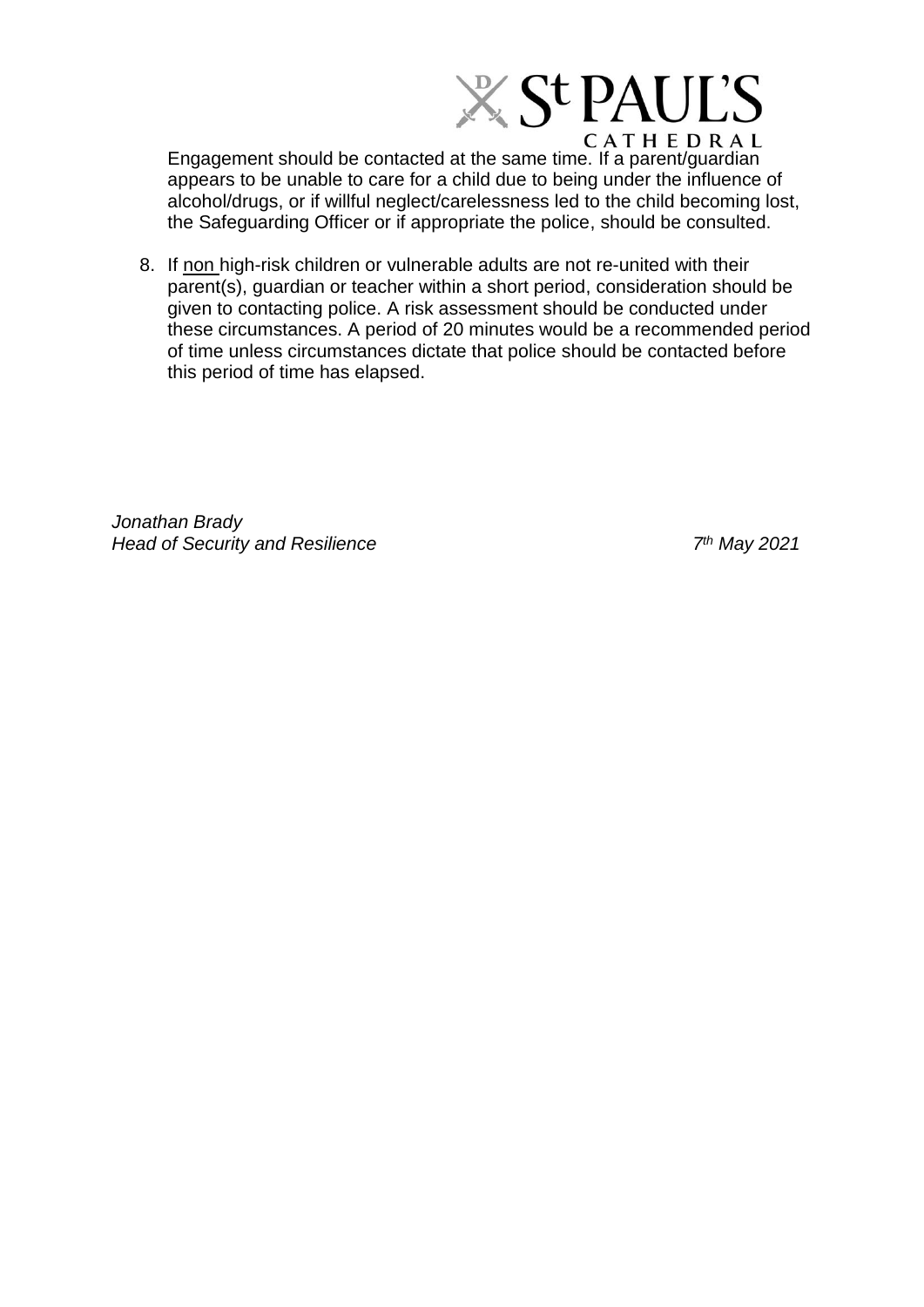Engagement should be contacted at the same time. If a parent/guardian appears to be unable to care for a child due to being under the influence of alcohol/drugs, or if willful neglect/carelessness led to the child becoming lost, the Safeguarding Officer or if appropriate the police, should be consulted.

8. If <u>non</u> high-risk children or vulnerable adults are not re-united with their parent(s), guardian or teacher within a short period, consideration should be given to contacting police. A risk assessment should be conducted under these circumstances. A period of 20 minutes would be a recommended period of time unless circumstances dictate that police should be contacted before this period of time has elapsed.

*Jonathan Brady*
*Head of Security and Resilience* *7th May 2021*